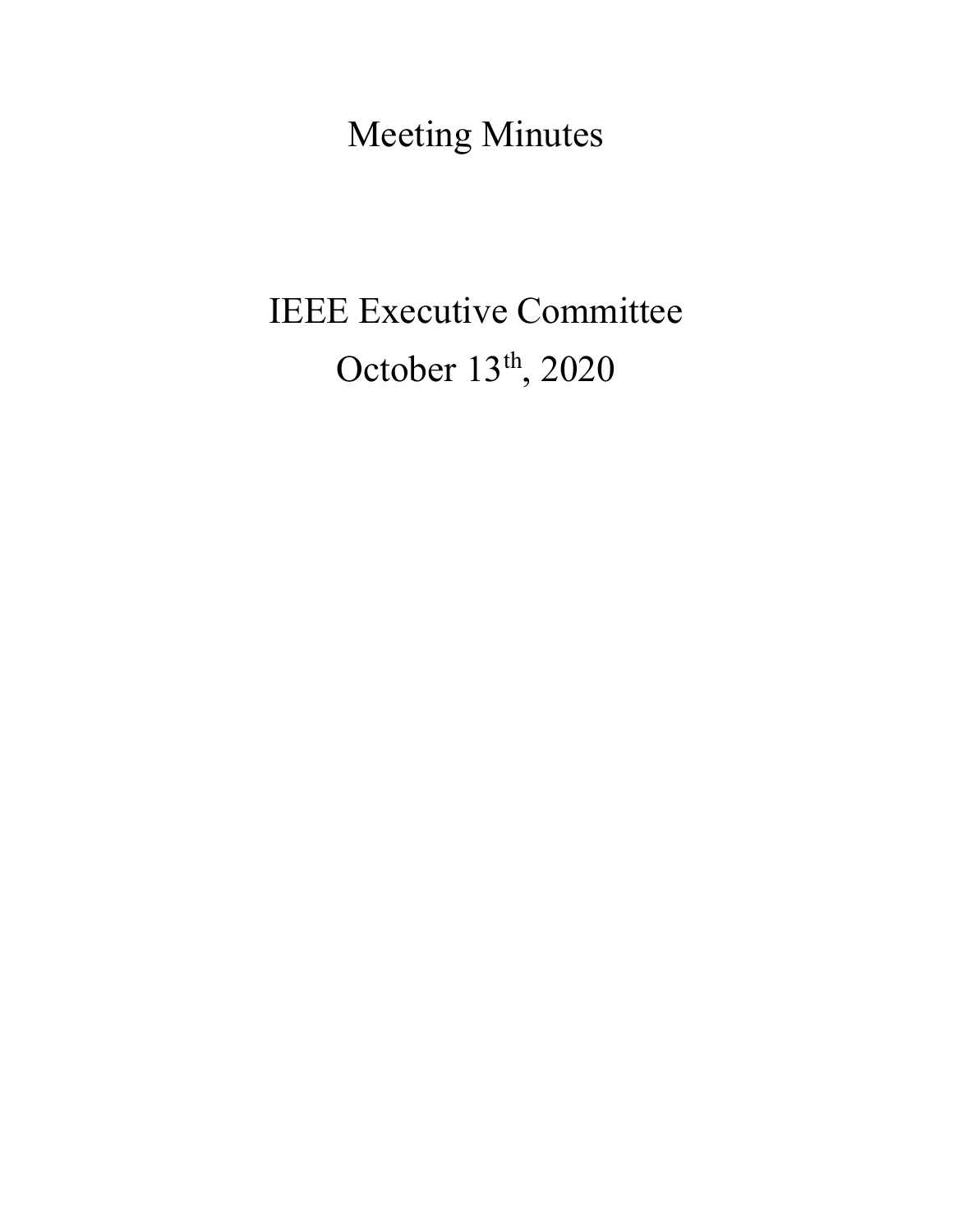# Meeting Minutes

## IEEE Executive Committee

## October 13th, 2020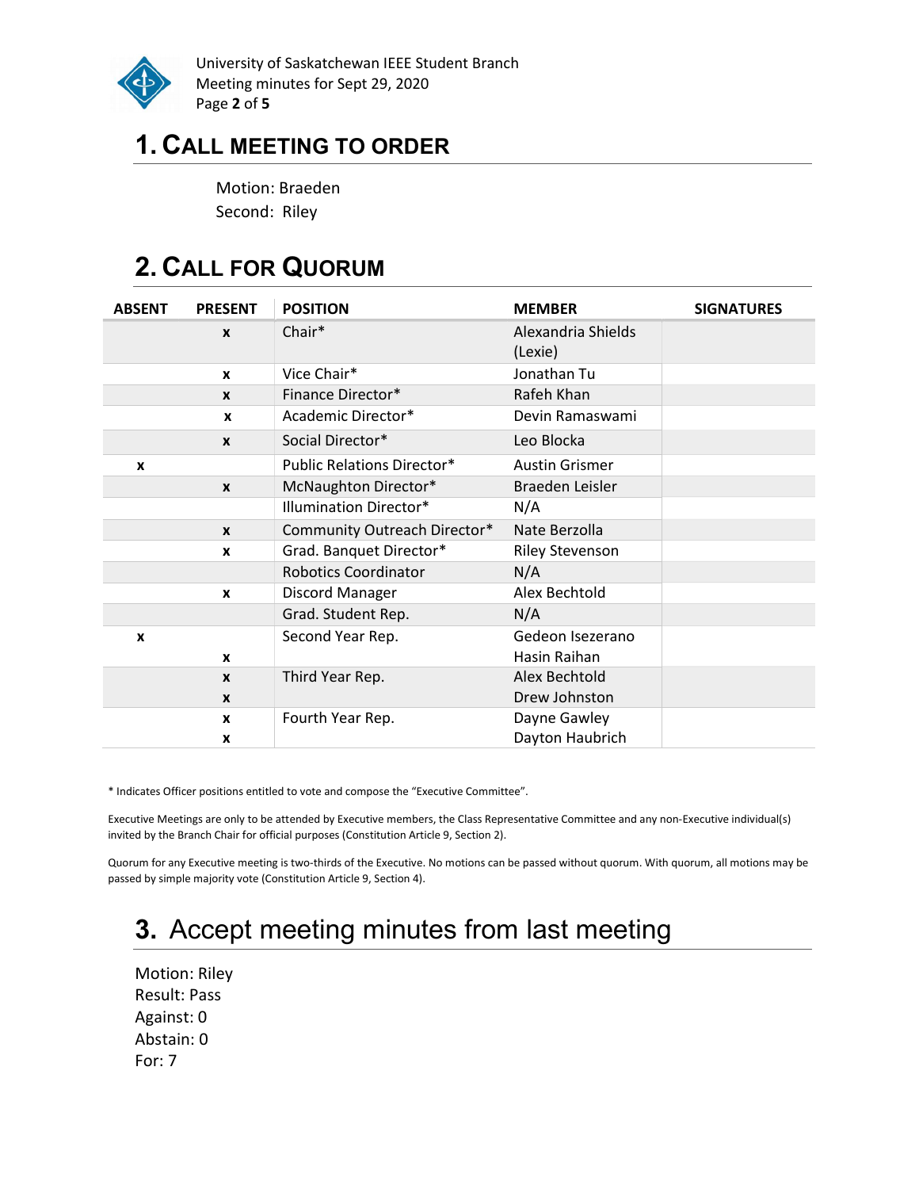## 1. CALL MEETING TO ORDER

Motion: Braeden
Second: Riley

## 2. CALL FOR QUORUM

| ABSENT | PRESENT | POSITION | MEMBER | SIGNATURES |
|---|---|---|---|---|
| | x | Chair* | Alexandria Shields (Lexie) | |
| | x | Vice Chair* | Jonathan Tu | |
| | x | Finance Director* | Rafeh Khan | |
| | x | Academic Director* | Devin Ramaswami | |
| | x | Social Director* | Leo Blocka | |
| x | | Public Relations Director* | Austin Grismer | |
| | x | McNaughton Director* | Braeden Leisler | |
| | | Illumination Director* | N/A | |
| | x | Community Outreach Director* | Nate Berzolla | |
| | x | Grad. Banquet Director* | Riley Stevenson | |
| | | Robotics Coordinator | N/A | |
| | x | Discord Manager | Alex Bechtold | |
| | | Grad. Student Rep. | N/A | |
| x | | Second Year Rep. | Gedeon Isezerano | |
| | x | | Hasin Raihan | |
| | x | Third Year Rep. | Alex Bechtold | |
| | x | | Drew Johnston | |
| | x | Fourth Year Rep. | Dayne Gawley | |
| | x | | Dayton Haubrich | |

* Indicates Officer positions entitled to vote and compose the "Executive Committee".

Executive Meetings are only to be attended by Executive members, the Class Representative Committee and any non-Executive individual(s) invited by the Branch Chair for official purposes (Constitution Article 9, Section 2).

Quorum for any Executive meeting is two-thirds of the Executive. No motions can be passed without quorum. With quorum, all motions may be passed by simple majority vote (Constitution Article 9, Section 4).

## 3. Accept meeting minutes from last meeting

Motion: Riley
Result: Pass
Against: 0
Abstain: 0
For: 7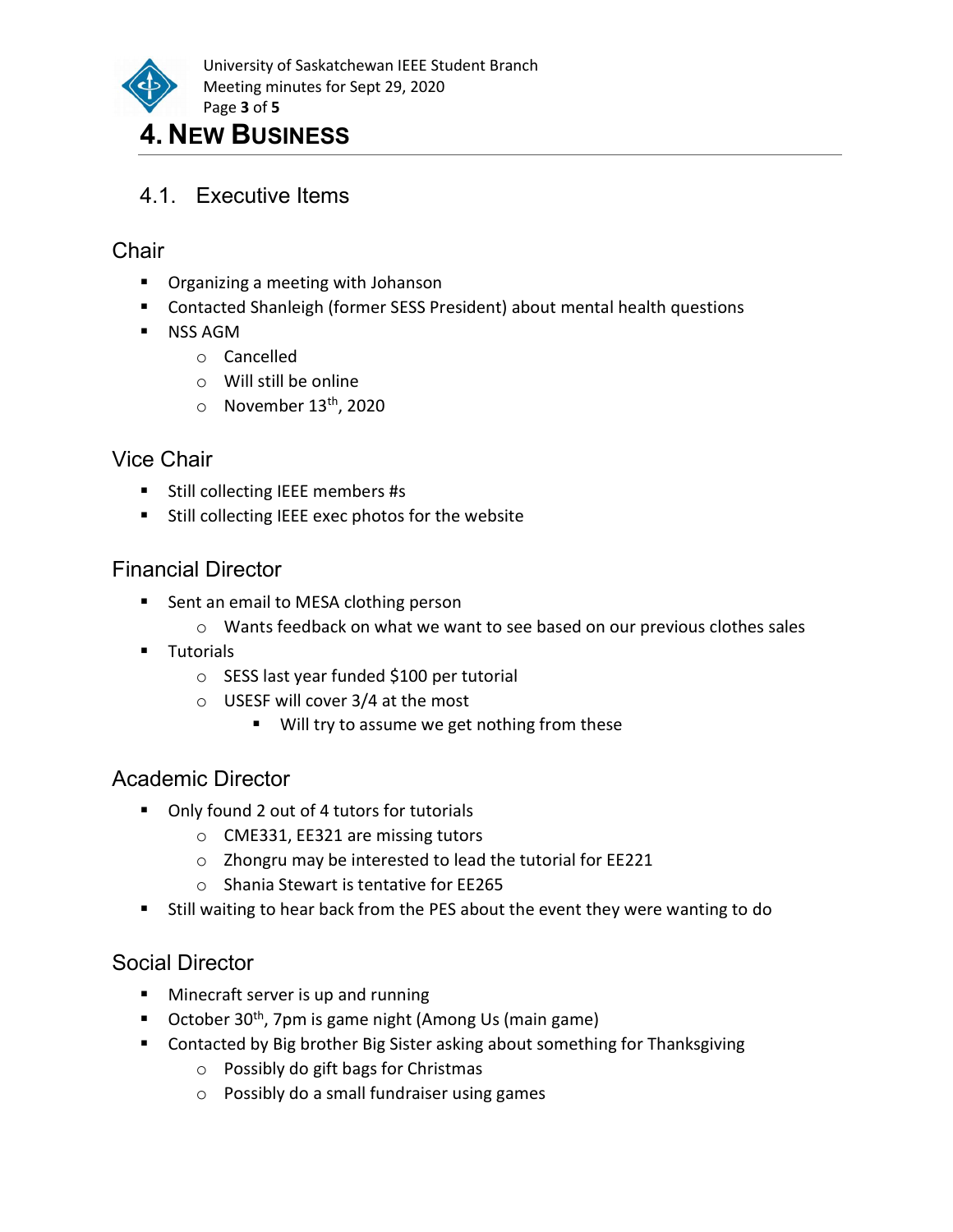# 4. New Business

## 4.1. Executive Items

### Chair

- Organizing a meeting with Johanson
- Contacted Shanleigh (former SESS President) about mental health questions
- NSS AGM
  - Cancelled
  - Will still be online
  - November 13th, 2020

### Vice Chair

- Still collecting IEEE members #s
- Still collecting IEEE exec photos for the website

### Financial Director

- Sent an email to MESA clothing person
  - Wants feedback on what we want to see based on our previous clothes sales
- Tutorials
  - SESS last year funded $100 per tutorial
  - USESF will cover 3/4 at the most
    - Will try to assume we get nothing from these

### Academic Director

- Only found 2 out of 4 tutors for tutorials
  - CME331, EE321 are missing tutors
  - Zhongru may be interested to lead the tutorial for EE221
  - Shania Stewart is tentative for EE265
- Still waiting to hear back from the PES about the event they were wanting to do

### Social Director

- Minecraft server is up and running
- October 30th, 7pm is game night (Among Us (main game)
- Contacted by Big brother Big Sister asking about something for Thanksgiving
  - Possibly do gift bags for Christmas
  - Possibly do a small fundraiser using games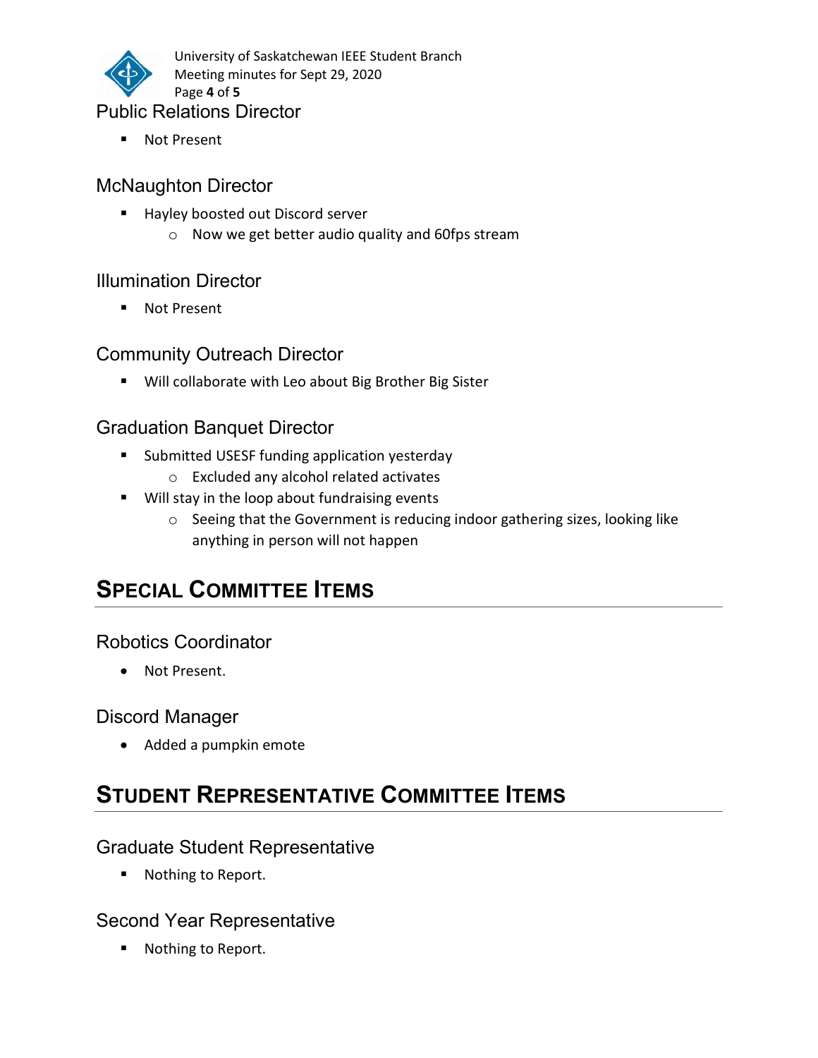### Public Relations Director

- Not Present

### McNaughton Director

- Hayley boosted out Discord server
  - Now we get better audio quality and 60fps stream

### Illumination Director

- Not Present

### Community Outreach Director

- Will collaborate with Leo about Big Brother Big Sister

### Graduation Banquet Director

- Submitted USESF funding application yesterday
  - Excluded any alcohol related activates
- Will stay in the loop about fundraising events
  - Seeing that the Government is reducing indoor gathering sizes, looking like anything in person will not happen

## SPECIAL COMMITTEE ITEMS

### Robotics Coordinator

- Not Present.

### Discord Manager

- Added a pumpkin emote

## STUDENT REPRESENTATIVE COMMITTEE ITEMS

### Graduate Student Representative

- Nothing to Report.

### Second Year Representative

- Nothing to Report.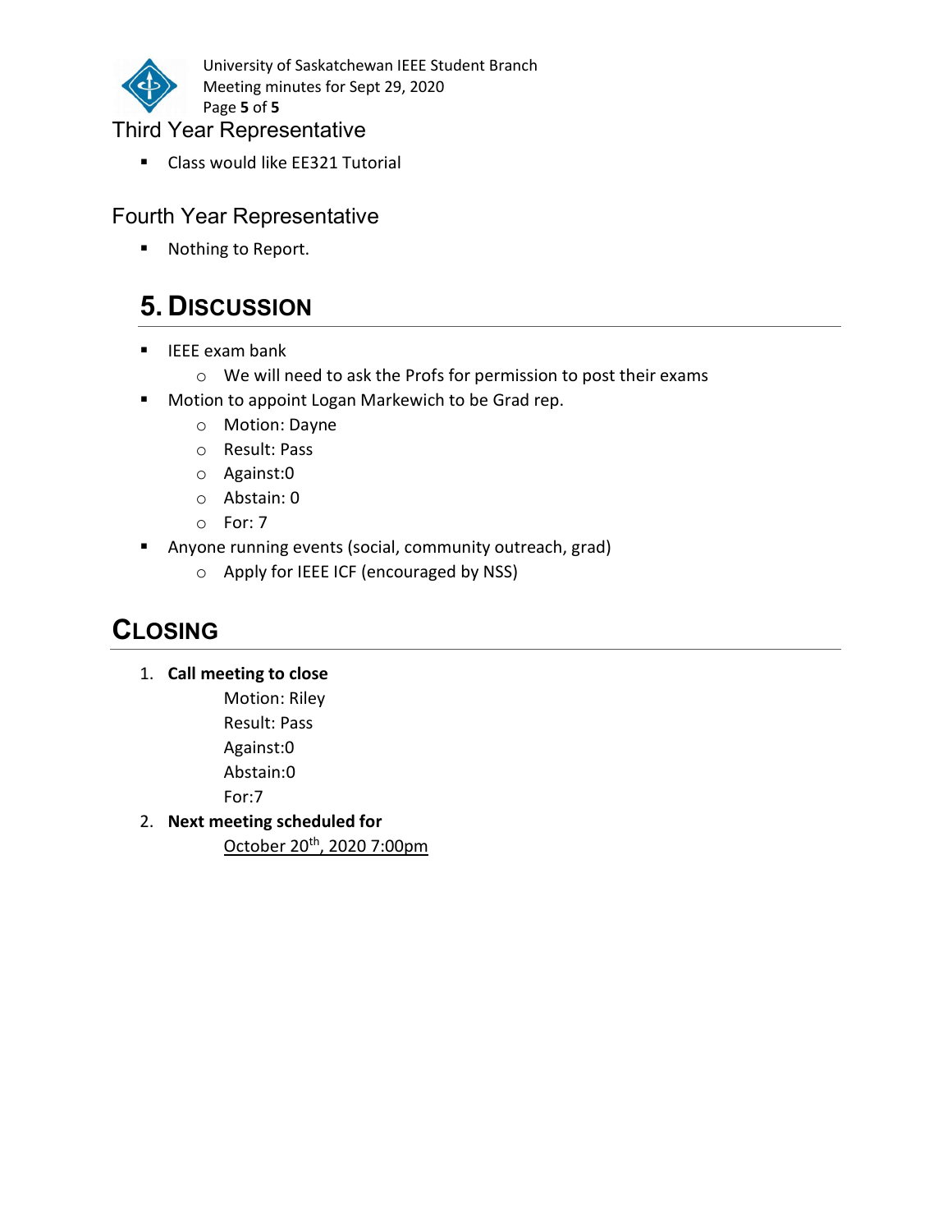### Third Year Representative

- Class would like EE321 Tutorial

### Fourth Year Representative

- Nothing to Report.

## 5. Discussion

- IEEE exam bank
  - We will need to ask the Profs for permission to post their exams
- Motion to appoint Logan Markewich to be Grad rep.
  - Motion: Dayne
  - Result: Pass
  - Against:0
  - Abstain: 0
  - For: 7
- Anyone running events (social, community outreach, grad)
  - Apply for IEEE ICF (encouraged by NSS)

## Closing

1. **Call meeting to close**

   Motion: Riley
   Result: Pass
   Against:0
   Abstain:0
   For:7

2. **Next meeting scheduled for**

   October 20th, 2020 7:00pm